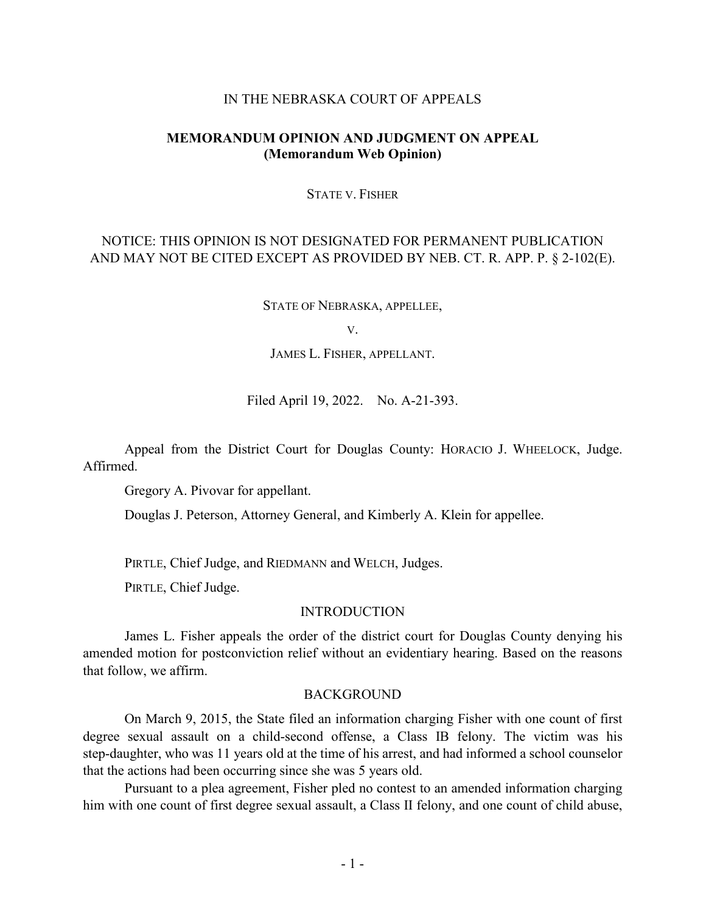IN THE NEBRASKA COURT OF APPEALS

**MEMORANDUM OPINION AND JUDGMENT ON APPEAL**
**(Memorandum Web Opinion)**

STATE V. FISHER

NOTICE: THIS OPINION IS NOT DESIGNATED FOR PERMANENT PUBLICATION AND MAY NOT BE CITED EXCEPT AS PROVIDED BY NEB. CT. R. APP. P. § 2-102(E).

STATE OF NEBRASKA, APPELLEE,

V.

JAMES L. FISHER, APPELLANT.

Filed April 19, 2022. No. A-21-393.

Appeal from the District Court for Douglas County: HORACIO J. WHEELOCK, Judge. Affirmed.

Gregory A. Pivovar for appellant.

Douglas J. Peterson, Attorney General, and Kimberly A. Klein for appellee.

PIRTLE, Chief Judge, and RIEDMANN and WELCH, Judges.

PIRTLE, Chief Judge.

## INTRODUCTION

James L. Fisher appeals the order of the district court for Douglas County denying his amended motion for postconviction relief without an evidentiary hearing. Based on the reasons that follow, we affirm.

## BACKGROUND

On March 9, 2015, the State filed an information charging Fisher with one count of first degree sexual assault on a child-second offense, a Class IB felony. The victim was his step-daughter, who was 11 years old at the time of his arrest, and had informed a school counselor that the actions had been occurring since she was 5 years old.

Pursuant to a plea agreement, Fisher pled no contest to an amended information charging him with one count of first degree sexual assault, a Class II felony, and one count of child abuse,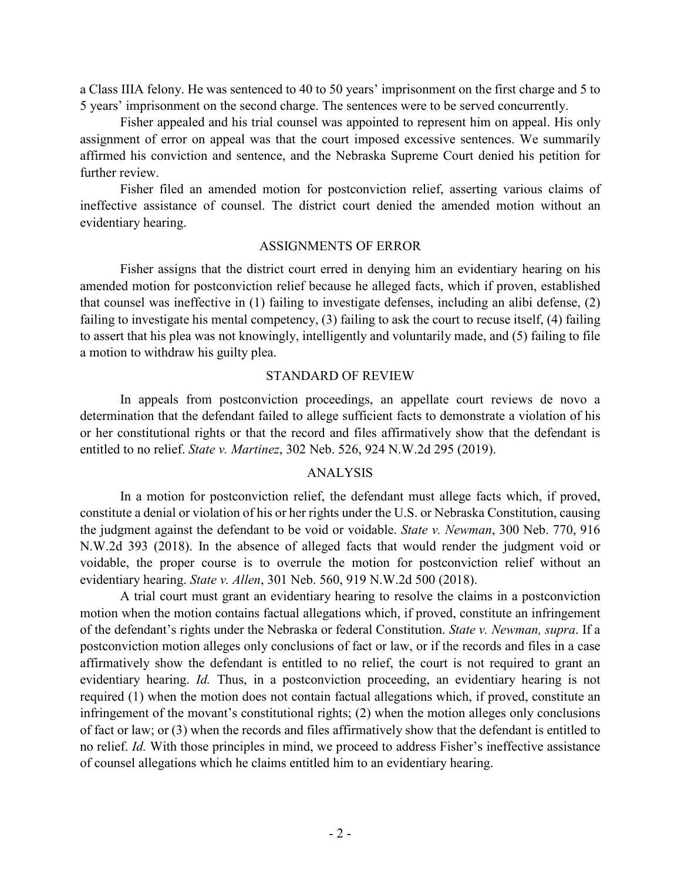a Class IIIA felony. He was sentenced to 40 to 50 years' imprisonment on the first charge and 5 to 5 years' imprisonment on the second charge. The sentences were to be served concurrently.

Fisher appealed and his trial counsel was appointed to represent him on appeal. His only assignment of error on appeal was that the court imposed excessive sentences. We summarily affirmed his conviction and sentence, and the Nebraska Supreme Court denied his petition for further review.

Fisher filed an amended motion for postconviction relief, asserting various claims of ineffective assistance of counsel. The district court denied the amended motion without an evidentiary hearing.

## ASSIGNMENTS OF ERROR

Fisher assigns that the district court erred in denying him an evidentiary hearing on his amended motion for postconviction relief because he alleged facts, which if proven, established that counsel was ineffective in (1) failing to investigate defenses, including an alibi defense, (2) failing to investigate his mental competency, (3) failing to ask the court to recuse itself, (4) failing to assert that his plea was not knowingly, intelligently and voluntarily made, and (5) failing to file a motion to withdraw his guilty plea.

## STANDARD OF REVIEW

In appeals from postconviction proceedings, an appellate court reviews de novo a determination that the defendant failed to allege sufficient facts to demonstrate a violation of his or her constitutional rights or that the record and files affirmatively show that the defendant is entitled to no relief. *State v. Martinez*, 302 Neb. 526, 924 N.W.2d 295 (2019).

## ANALYSIS

In a motion for postconviction relief, the defendant must allege facts which, if proved, constitute a denial or violation of his or her rights under the U.S. or Nebraska Constitution, causing the judgment against the defendant to be void or voidable. *State v. Newman*, 300 Neb. 770, 916 N.W.2d 393 (2018). In the absence of alleged facts that would render the judgment void or voidable, the proper course is to overrule the motion for postconviction relief without an evidentiary hearing. *State v. Allen*, 301 Neb. 560, 919 N.W.2d 500 (2018).

A trial court must grant an evidentiary hearing to resolve the claims in a postconviction motion when the motion contains factual allegations which, if proved, constitute an infringement of the defendant's rights under the Nebraska or federal Constitution. *State v. Newman, supra*. If a postconviction motion alleges only conclusions of fact or law, or if the records and files in a case affirmatively show the defendant is entitled to no relief, the court is not required to grant an evidentiary hearing. *Id.* Thus, in a postconviction proceeding, an evidentiary hearing is not required (1) when the motion does not contain factual allegations which, if proved, constitute an infringement of the movant's constitutional rights; (2) when the motion alleges only conclusions of fact or law; or (3) when the records and files affirmatively show that the defendant is entitled to no relief. *Id.* With those principles in mind, we proceed to address Fisher's ineffective assistance of counsel allegations which he claims entitled him to an evidentiary hearing.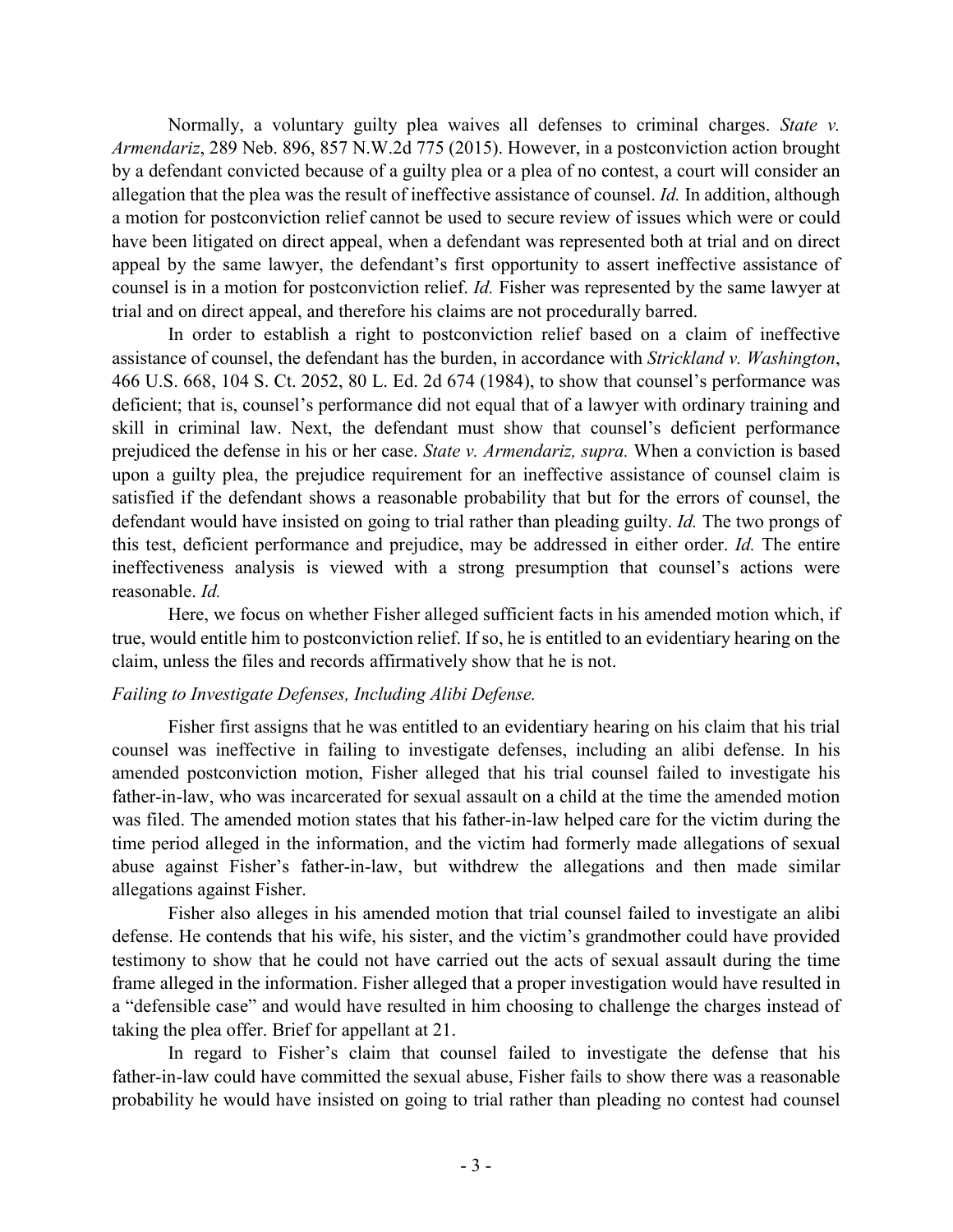Normally, a voluntary guilty plea waives all defenses to criminal charges. *State v. Armendariz*, 289 Neb. 896, 857 N.W.2d 775 (2015). However, in a postconviction action brought by a defendant convicted because of a guilty plea or a plea of no contest, a court will consider an allegation that the plea was the result of ineffective assistance of counsel. *Id.* In addition, although a motion for postconviction relief cannot be used to secure review of issues which were or could have been litigated on direct appeal, when a defendant was represented both at trial and on direct appeal by the same lawyer, the defendant's first opportunity to assert ineffective assistance of counsel is in a motion for postconviction relief. *Id.* Fisher was represented by the same lawyer at trial and on direct appeal, and therefore his claims are not procedurally barred.

In order to establish a right to postconviction relief based on a claim of ineffective assistance of counsel, the defendant has the burden, in accordance with *Strickland v. Washington*, 466 U.S. 668, 104 S. Ct. 2052, 80 L. Ed. 2d 674 (1984), to show that counsel's performance was deficient; that is, counsel's performance did not equal that of a lawyer with ordinary training and skill in criminal law. Next, the defendant must show that counsel's deficient performance prejudiced the defense in his or her case. *State v. Armendariz, supra.* When a conviction is based upon a guilty plea, the prejudice requirement for an ineffective assistance of counsel claim is satisfied if the defendant shows a reasonable probability that but for the errors of counsel, the defendant would have insisted on going to trial rather than pleading guilty. *Id.* The two prongs of this test, deficient performance and prejudice, may be addressed in either order. *Id.* The entire ineffectiveness analysis is viewed with a strong presumption that counsel's actions were reasonable. *Id.*

Here, we focus on whether Fisher alleged sufficient facts in his amended motion which, if true, would entitle him to postconviction relief. If so, he is entitled to an evidentiary hearing on the claim, unless the files and records affirmatively show that he is not.

*Failing to Investigate Defenses, Including Alibi Defense.*

Fisher first assigns that he was entitled to an evidentiary hearing on his claim that his trial counsel was ineffective in failing to investigate defenses, including an alibi defense. In his amended postconviction motion, Fisher alleged that his trial counsel failed to investigate his father-in-law, who was incarcerated for sexual assault on a child at the time the amended motion was filed. The amended motion states that his father-in-law helped care for the victim during the time period alleged in the information, and the victim had formerly made allegations of sexual abuse against Fisher's father-in-law, but withdrew the allegations and then made similar allegations against Fisher.

Fisher also alleges in his amended motion that trial counsel failed to investigate an alibi defense. He contends that his wife, his sister, and the victim's grandmother could have provided testimony to show that he could not have carried out the acts of sexual assault during the time frame alleged in the information. Fisher alleged that a proper investigation would have resulted in a "defensible case" and would have resulted in him choosing to challenge the charges instead of taking the plea offer. Brief for appellant at 21.

In regard to Fisher's claim that counsel failed to investigate the defense that his father-in-law could have committed the sexual abuse, Fisher fails to show there was a reasonable probability he would have insisted on going to trial rather than pleading no contest had counsel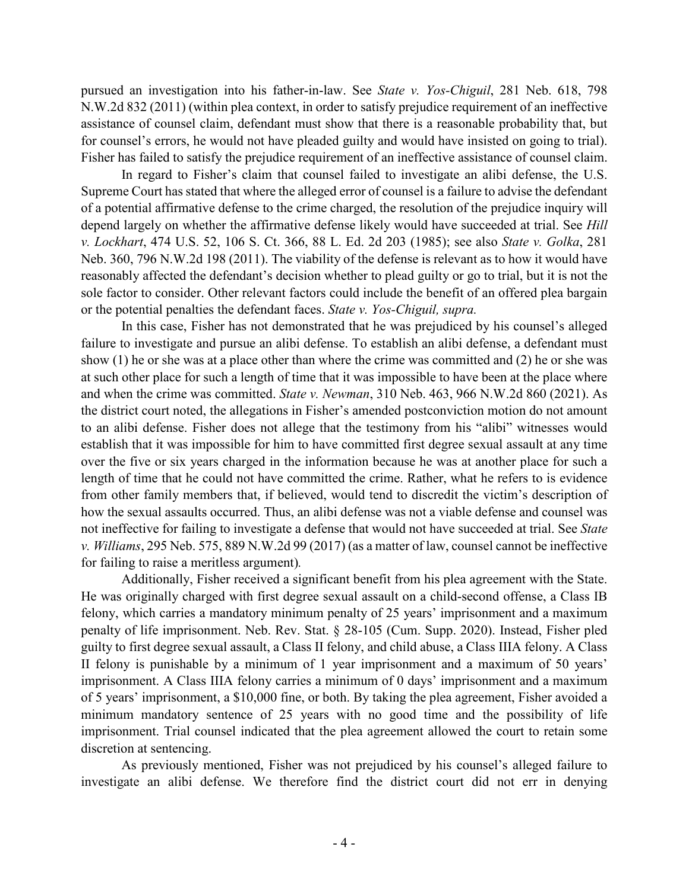pursued an investigation into his father-in-law. See *State v. Yos-Chiguil*, 281 Neb. 618, 798 N.W.2d 832 (2011) (within plea context, in order to satisfy prejudice requirement of an ineffective assistance of counsel claim, defendant must show that there is a reasonable probability that, but for counsel's errors, he would not have pleaded guilty and would have insisted on going to trial). Fisher has failed to satisfy the prejudice requirement of an ineffective assistance of counsel claim.

In regard to Fisher's claim that counsel failed to investigate an alibi defense, the U.S. Supreme Court has stated that where the alleged error of counsel is a failure to advise the defendant of a potential affirmative defense to the crime charged, the resolution of the prejudice inquiry will depend largely on whether the affirmative defense likely would have succeeded at trial. See *Hill v. Lockhart*, 474 U.S. 52, 106 S. Ct. 366, 88 L. Ed. 2d 203 (1985); see also *State v. Golka*, 281 Neb. 360, 796 N.W.2d 198 (2011). The viability of the defense is relevant as to how it would have reasonably affected the defendant's decision whether to plead guilty or go to trial, but it is not the sole factor to consider. Other relevant factors could include the benefit of an offered plea bargain or the potential penalties the defendant faces. *State v. Yos-Chiguil, supra.*

In this case, Fisher has not demonstrated that he was prejudiced by his counsel's alleged failure to investigate and pursue an alibi defense. To establish an alibi defense, a defendant must show (1) he or she was at a place other than where the crime was committed and (2) he or she was at such other place for such a length of time that it was impossible to have been at the place where and when the crime was committed. *State v. Newman*, 310 Neb. 463, 966 N.W.2d 860 (2021). As the district court noted, the allegations in Fisher's amended postconviction motion do not amount to an alibi defense. Fisher does not allege that the testimony from his "alibi" witnesses would establish that it was impossible for him to have committed first degree sexual assault at any time over the five or six years charged in the information because he was at another place for such a length of time that he could not have committed the crime. Rather, what he refers to is evidence from other family members that, if believed, would tend to discredit the victim's description of how the sexual assaults occurred. Thus, an alibi defense was not a viable defense and counsel was not ineffective for failing to investigate a defense that would not have succeeded at trial. See *State v. Williams*, 295 Neb. 575, 889 N.W.2d 99 (2017) (as a matter of law, counsel cannot be ineffective for failing to raise a meritless argument).

Additionally, Fisher received a significant benefit from his plea agreement with the State. He was originally charged with first degree sexual assault on a child-second offense, a Class IB felony, which carries a mandatory minimum penalty of 25 years' imprisonment and a maximum penalty of life imprisonment. Neb. Rev. Stat. § 28-105 (Cum. Supp. 2020). Instead, Fisher pled guilty to first degree sexual assault, a Class II felony, and child abuse, a Class IIIA felony. A Class II felony is punishable by a minimum of 1 year imprisonment and a maximum of 50 years' imprisonment. A Class IIIA felony carries a minimum of 0 days' imprisonment and a maximum of 5 years' imprisonment, a $10,000 fine, or both. By taking the plea agreement, Fisher avoided a minimum mandatory sentence of 25 years with no good time and the possibility of life imprisonment. Trial counsel indicated that the plea agreement allowed the court to retain some discretion at sentencing.

As previously mentioned, Fisher was not prejudiced by his counsel's alleged failure to investigate an alibi defense. We therefore find the district court did not err in denying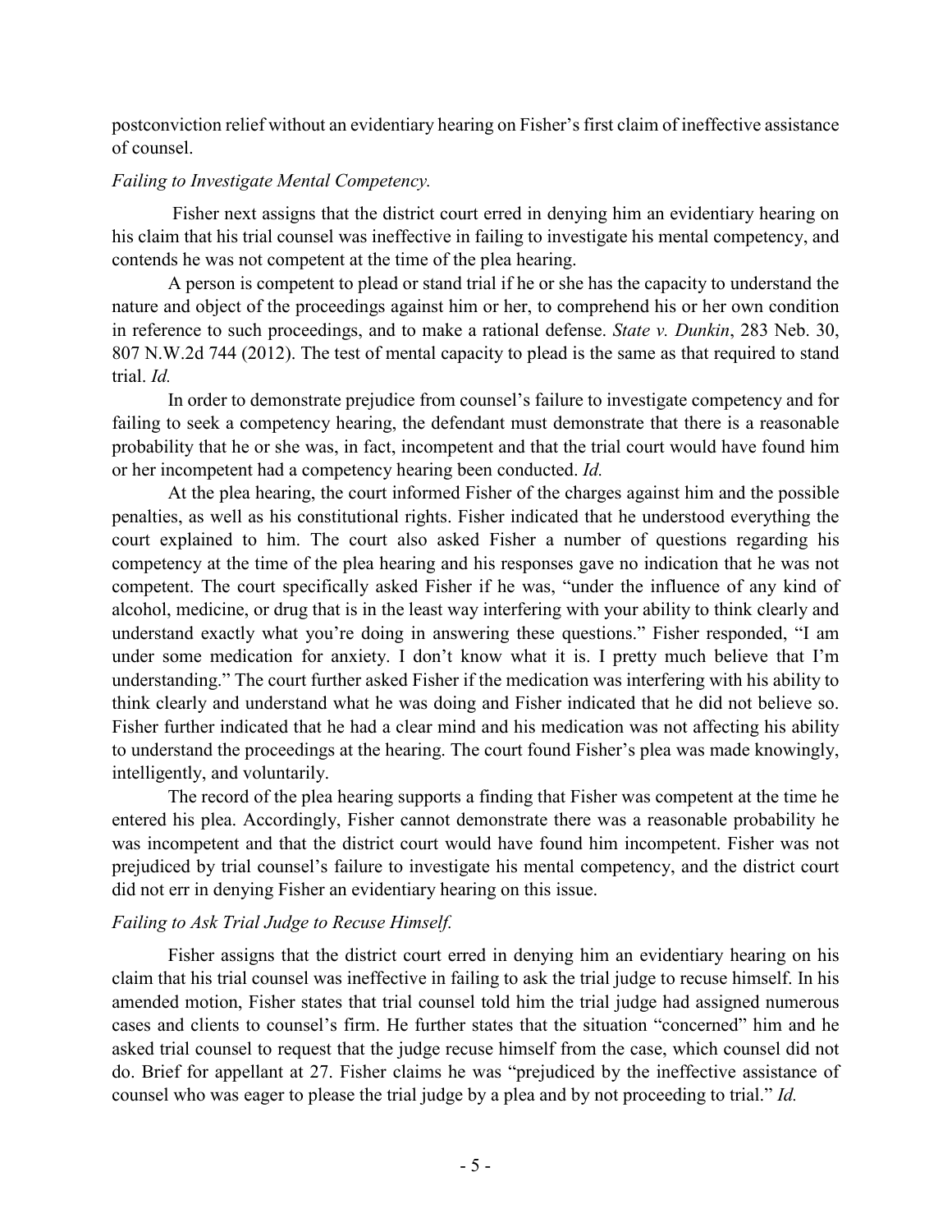postconviction relief without an evidentiary hearing on Fisher's first claim of ineffective assistance of counsel.

*Failing to Investigate Mental Competency.*

Fisher next assigns that the district court erred in denying him an evidentiary hearing on his claim that his trial counsel was ineffective in failing to investigate his mental competency, and contends he was not competent at the time of the plea hearing.

A person is competent to plead or stand trial if he or she has the capacity to understand the nature and object of the proceedings against him or her, to comprehend his or her own condition in reference to such proceedings, and to make a rational defense. *State v. Dunkin*, 283 Neb. 30, 807 N.W.2d 744 (2012). The test of mental capacity to plead is the same as that required to stand trial. *Id.*

In order to demonstrate prejudice from counsel's failure to investigate competency and for failing to seek a competency hearing, the defendant must demonstrate that there is a reasonable probability that he or she was, in fact, incompetent and that the trial court would have found him or her incompetent had a competency hearing been conducted. *Id.*

At the plea hearing, the court informed Fisher of the charges against him and the possible penalties, as well as his constitutional rights. Fisher indicated that he understood everything the court explained to him. The court also asked Fisher a number of questions regarding his competency at the time of the plea hearing and his responses gave no indication that he was not competent. The court specifically asked Fisher if he was, "under the influence of any kind of alcohol, medicine, or drug that is in the least way interfering with your ability to think clearly and understand exactly what you're doing in answering these questions." Fisher responded, "I am under some medication for anxiety. I don't know what it is. I pretty much believe that I'm understanding." The court further asked Fisher if the medication was interfering with his ability to think clearly and understand what he was doing and Fisher indicated that he did not believe so. Fisher further indicated that he had a clear mind and his medication was not affecting his ability to understand the proceedings at the hearing. The court found Fisher's plea was made knowingly, intelligently, and voluntarily.

The record of the plea hearing supports a finding that Fisher was competent at the time he entered his plea. Accordingly, Fisher cannot demonstrate there was a reasonable probability he was incompetent and that the district court would have found him incompetent. Fisher was not prejudiced by trial counsel's failure to investigate his mental competency, and the district court did not err in denying Fisher an evidentiary hearing on this issue.

*Failing to Ask Trial Judge to Recuse Himself.*

Fisher assigns that the district court erred in denying him an evidentiary hearing on his claim that his trial counsel was ineffective in failing to ask the trial judge to recuse himself. In his amended motion, Fisher states that trial counsel told him the trial judge had assigned numerous cases and clients to counsel's firm. He further states that the situation "concerned" him and he asked trial counsel to request that the judge recuse himself from the case, which counsel did not do. Brief for appellant at 27. Fisher claims he was "prejudiced by the ineffective assistance of counsel who was eager to please the trial judge by a plea and by not proceeding to trial." *Id.*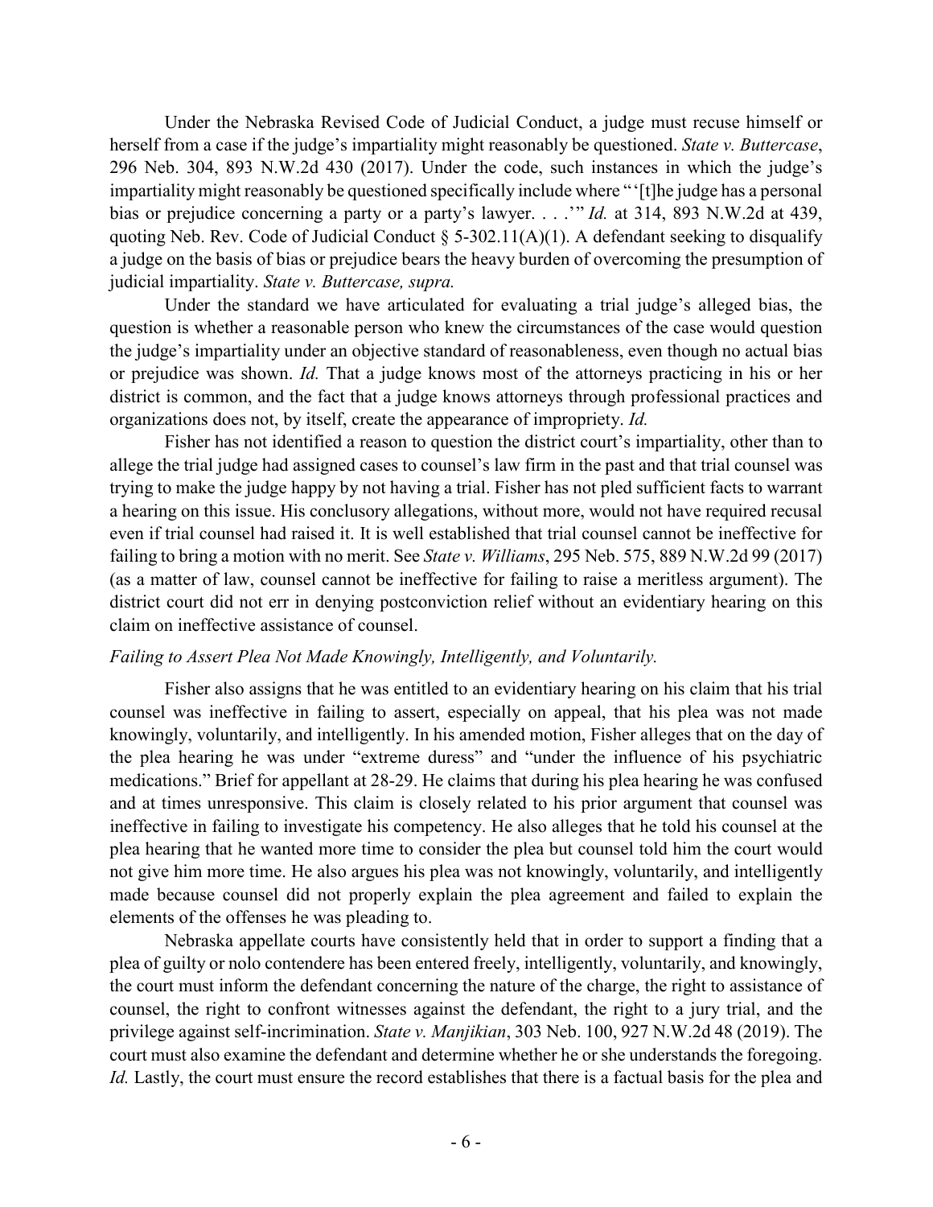Under the Nebraska Revised Code of Judicial Conduct, a judge must recuse himself or herself from a case if the judge's impartiality might reasonably be questioned. *State v. Buttercase*, 296 Neb. 304, 893 N.W.2d 430 (2017). Under the code, such instances in which the judge's impartiality might reasonably be questioned specifically include where "'[t]he judge has a personal bias or prejudice concerning a party or a party's lawyer. . . .'" *Id.* at 314, 893 N.W.2d at 439, quoting Neb. Rev. Code of Judicial Conduct § 5-302.11(A)(1). A defendant seeking to disqualify a judge on the basis of bias or prejudice bears the heavy burden of overcoming the presumption of judicial impartiality. *State v. Buttercase, supra.*

Under the standard we have articulated for evaluating a trial judge's alleged bias, the question is whether a reasonable person who knew the circumstances of the case would question the judge's impartiality under an objective standard of reasonableness, even though no actual bias or prejudice was shown. *Id.* That a judge knows most of the attorneys practicing in his or her district is common, and the fact that a judge knows attorneys through professional practices and organizations does not, by itself, create the appearance of impropriety. *Id.*

Fisher has not identified a reason to question the district court's impartiality, other than to allege the trial judge had assigned cases to counsel's law firm in the past and that trial counsel was trying to make the judge happy by not having a trial. Fisher has not pled sufficient facts to warrant a hearing on this issue. His conclusory allegations, without more, would not have required recusal even if trial counsel had raised it. It is well established that trial counsel cannot be ineffective for failing to bring a motion with no merit. See *State v. Williams*, 295 Neb. 575, 889 N.W.2d 99 (2017) (as a matter of law, counsel cannot be ineffective for failing to raise a meritless argument). The district court did not err in denying postconviction relief without an evidentiary hearing on this claim on ineffective assistance of counsel.

*Failing to Assert Plea Not Made Knowingly, Intelligently, and Voluntarily.*

Fisher also assigns that he was entitled to an evidentiary hearing on his claim that his trial counsel was ineffective in failing to assert, especially on appeal, that his plea was not made knowingly, voluntarily, and intelligently. In his amended motion, Fisher alleges that on the day of the plea hearing he was under "extreme duress" and "under the influence of his psychiatric medications." Brief for appellant at 28-29. He claims that during his plea hearing he was confused and at times unresponsive. This claim is closely related to his prior argument that counsel was ineffective in failing to investigate his competency. He also alleges that he told his counsel at the plea hearing that he wanted more time to consider the plea but counsel told him the court would not give him more time. He also argues his plea was not knowingly, voluntarily, and intelligently made because counsel did not properly explain the plea agreement and failed to explain the elements of the offenses he was pleading to.

Nebraska appellate courts have consistently held that in order to support a finding that a plea of guilty or nolo contendere has been entered freely, intelligently, voluntarily, and knowingly, the court must inform the defendant concerning the nature of the charge, the right to assistance of counsel, the right to confront witnesses against the defendant, the right to a jury trial, and the privilege against self-incrimination. *State v. Manjikian*, 303 Neb. 100, 927 N.W.2d 48 (2019). The court must also examine the defendant and determine whether he or she understands the foregoing. *Id.* Lastly, the court must ensure the record establishes that there is a factual basis for the plea and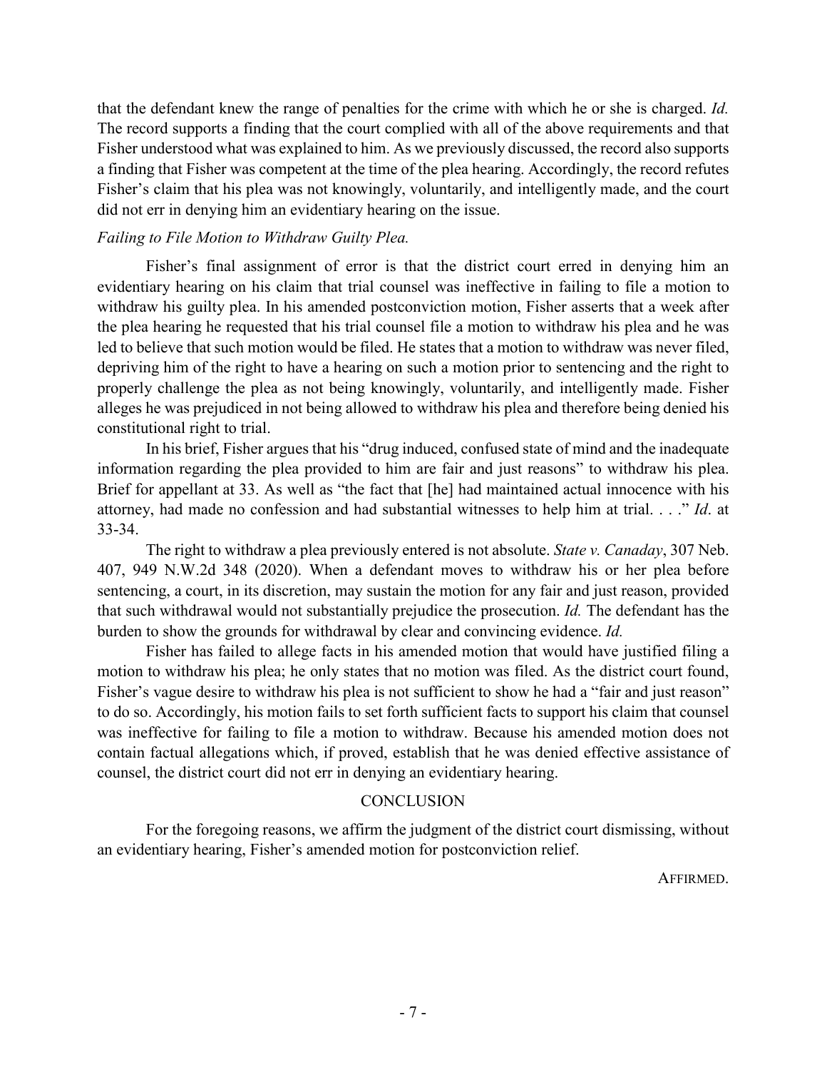that the defendant knew the range of penalties for the crime with which he or she is charged. *Id.* The record supports a finding that the court complied with all of the above requirements and that Fisher understood what was explained to him. As we previously discussed, the record also supports a finding that Fisher was competent at the time of the plea hearing. Accordingly, the record refutes Fisher's claim that his plea was not knowingly, voluntarily, and intelligently made, and the court did not err in denying him an evidentiary hearing on the issue.

*Failing to File Motion to Withdraw Guilty Plea.*

Fisher's final assignment of error is that the district court erred in denying him an evidentiary hearing on his claim that trial counsel was ineffective in failing to file a motion to withdraw his guilty plea. In his amended postconviction motion, Fisher asserts that a week after the plea hearing he requested that his trial counsel file a motion to withdraw his plea and he was led to believe that such motion would be filed. He states that a motion to withdraw was never filed, depriving him of the right to have a hearing on such a motion prior to sentencing and the right to properly challenge the plea as not being knowingly, voluntarily, and intelligently made. Fisher alleges he was prejudiced in not being allowed to withdraw his plea and therefore being denied his constitutional right to trial.

In his brief, Fisher argues that his "drug induced, confused state of mind and the inadequate information regarding the plea provided to him are fair and just reasons" to withdraw his plea. Brief for appellant at 33. As well as "the fact that [he] had maintained actual innocence with his attorney, had made no confession and had substantial witnesses to help him at trial. . . ." *Id*. at 33-34.

The right to withdraw a plea previously entered is not absolute. *State v. Canaday*, 307 Neb. 407, 949 N.W.2d 348 (2020). When a defendant moves to withdraw his or her plea before sentencing, a court, in its discretion, may sustain the motion for any fair and just reason, provided that such withdrawal would not substantially prejudice the prosecution. *Id.* The defendant has the burden to show the grounds for withdrawal by clear and convincing evidence. *Id.*

Fisher has failed to allege facts in his amended motion that would have justified filing a motion to withdraw his plea; he only states that no motion was filed. As the district court found, Fisher's vague desire to withdraw his plea is not sufficient to show he had a "fair and just reason" to do so. Accordingly, his motion fails to set forth sufficient facts to support his claim that counsel was ineffective for failing to file a motion to withdraw. Because his amended motion does not contain factual allegations which, if proved, establish that he was denied effective assistance of counsel, the district court did not err in denying an evidentiary hearing.

## CONCLUSION

For the foregoing reasons, we affirm the judgment of the district court dismissing, without an evidentiary hearing, Fisher's amended motion for postconviction relief.

AFFIRMED.